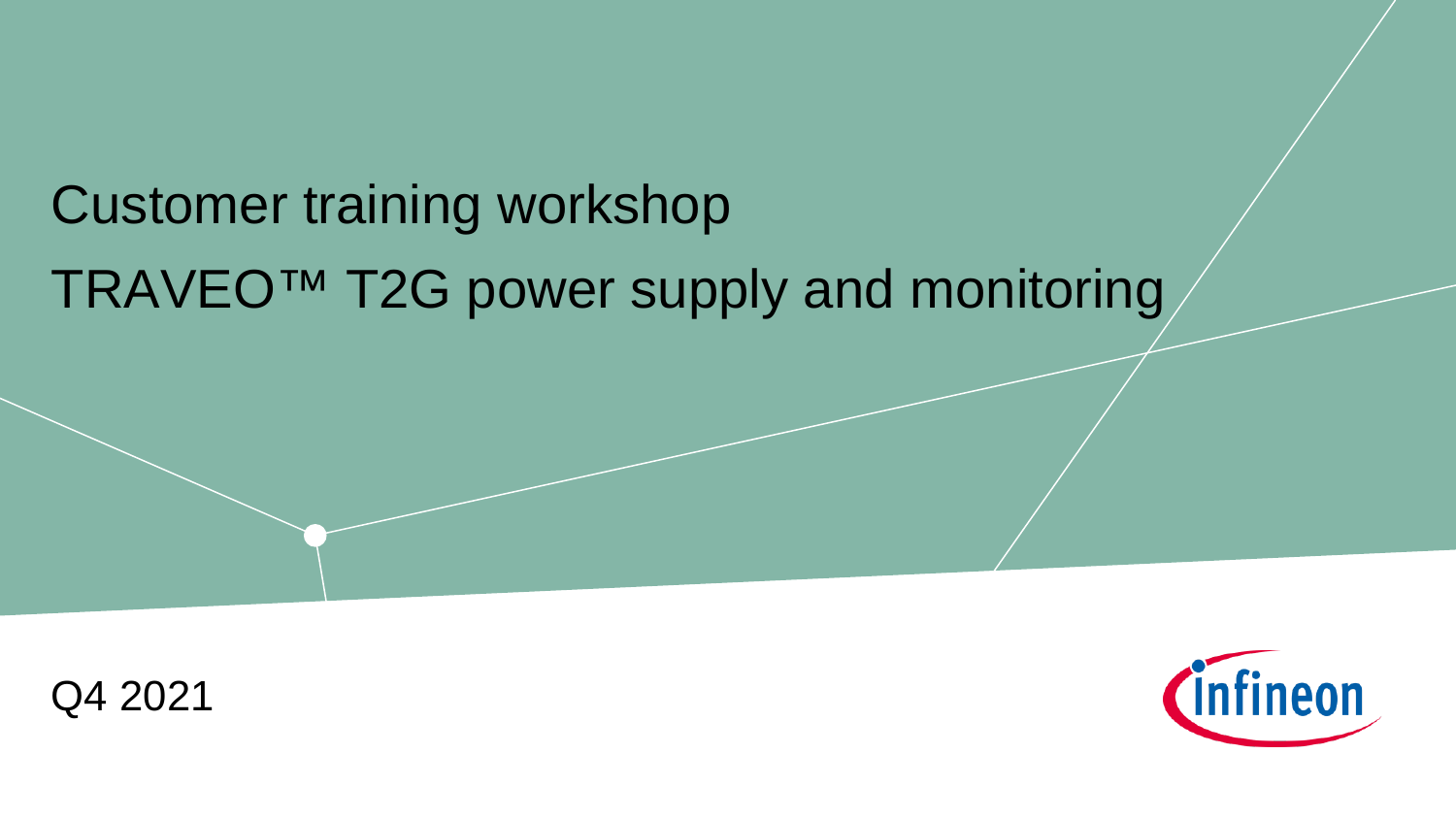# Customer training workshop

# TRAVEO™ T2G power supply and monitoring

Q4 2021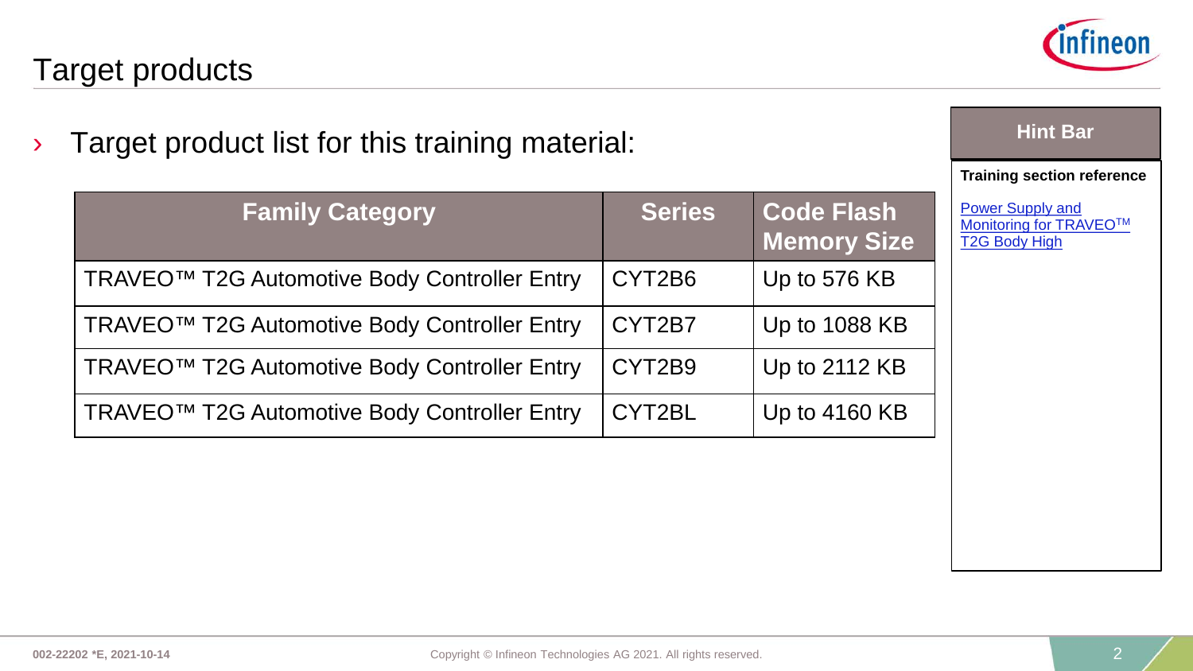# Target products

- Target product list for this training material:

| Family Category | Series | Code Flash Memory Size |
| --- | --- | --- |
| TRAVEO™ T2G Automotive Body Controller Entry | CYT2B6 | Up to 576 KB |
| TRAVEO™ T2G Automotive Body Controller Entry | CYT2B7 | Up to 1088 KB |
| TRAVEO™ T2G Automotive Body Controller Entry | CYT2B9 | Up to 2112 KB |
| TRAVEO™ T2G Automotive Body Controller Entry | CYT2BL | Up to 4160 KB |

**Hint Bar**

**Training section reference**

Power Supply and Monitoring for TRAVEO™ T2G Body High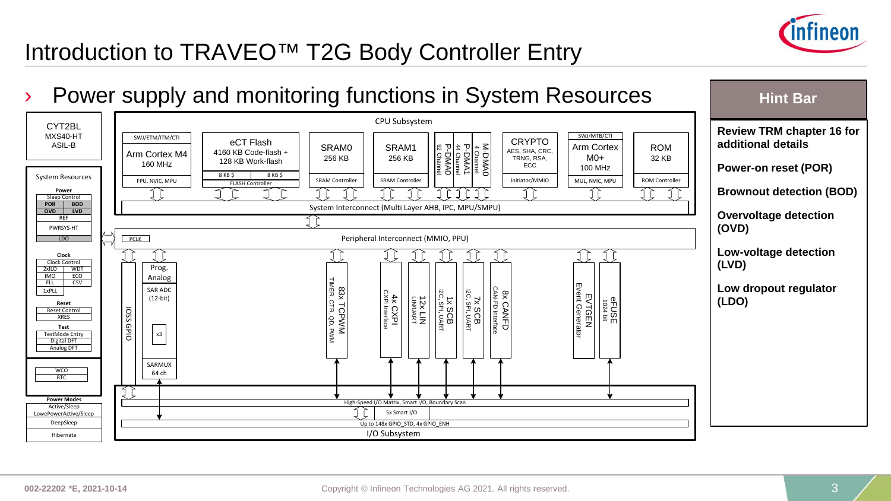# Introduction to TRAVEO™ T2G Body Controller Entry

## › Power supply and monitoring functions in System Resources

CYT2BL
MXS40-HT
ASIL-B

**System Resources**

- **Power**
  - Sleep Control
  - POR | BOD
  - OVD | LVD
  - REF
  - PWRSYS-HT
  - LDO
- **Clock**
  - Clock Control
  - 2xILO | WDT
  - IMO | ECO
  - FLL | CSV
  - 1xPLL
- **Reset**
  - Reset Control
  - XRES
- **Test**
  - TestMode Entry
  - Digital DFT
  - Analog DFT
- WCO
- RTC

**Power Modes**
- Active/Sleep
- LowePowerActive/Sleep
- DeepSleep
- Hibernate

**CPU Subsystem**

- SWJ/ETM/ITM/CTI — Arm Cortex M4, 160 MHz — FPU, NVIC, MPU
- eCT Flash — 4160 KB Code-flash + 128 KB Work-flash — 8 KB $ | 8 KB $ — FLASH Controller
- SRAM0 — 256 KB — SRAM Controller
- SRAM1 — 256 KB — SRAM Controller
- P-DMA0 — 92 Channel
- P-DMA1 — 44 Channel
- M-DMA0 — 4 Channel
- CRYPTO — AES, SHA, CRC, TRNG, RSA, ECC — Initiator/MMIO
- SWJ/MTB/CTI — Arm Cortex M0+, 100 MHz — MUL, NVIC, MPU
- ROM — 32 KB — ROM Controller

System Interconnect (Multi Layer AHB, IPC, MPU/SMPU)

PCLK — Peripheral Interconnect (MMIO, PPU)

- IOSS GPIO
- Prog. Analog — SAR ADC (12-bit) — x3 — SARMUX 64 ch
- 83x TCPWM — TIMER, CTR, QD, PWM
- 4x CXPI — CXPI Interface
- 12X LIN — LINUART
- 1x SCB — I2C, SPI, UART
- 7x SCB — I2C, SPI, UART
- 8x CANFD — CAN-FD Interface
- EVTGEN — Event Generator
- eFUSE — 1024 bit

**I/O Subsystem**
- High-Speed I/O Matrix, Smart I/O, Boundary Scan
- 5x Smart I/O
- Up to 148x GPIO_STD, 4x GPIO_ENH

**Hint Bar**

**Review TRM chapter 16 for additional details**

**Power-on reset (POR)**

**Brownout detection (BOD)**

**Overvoltage detection (OVD)**

**Low-voltage detection (LVD)**

**Low dropout regulator (LDO)**

002-22202 *E, 2021-10-14

Copyright © Infineon Technologies AG 2021. All rights reserved.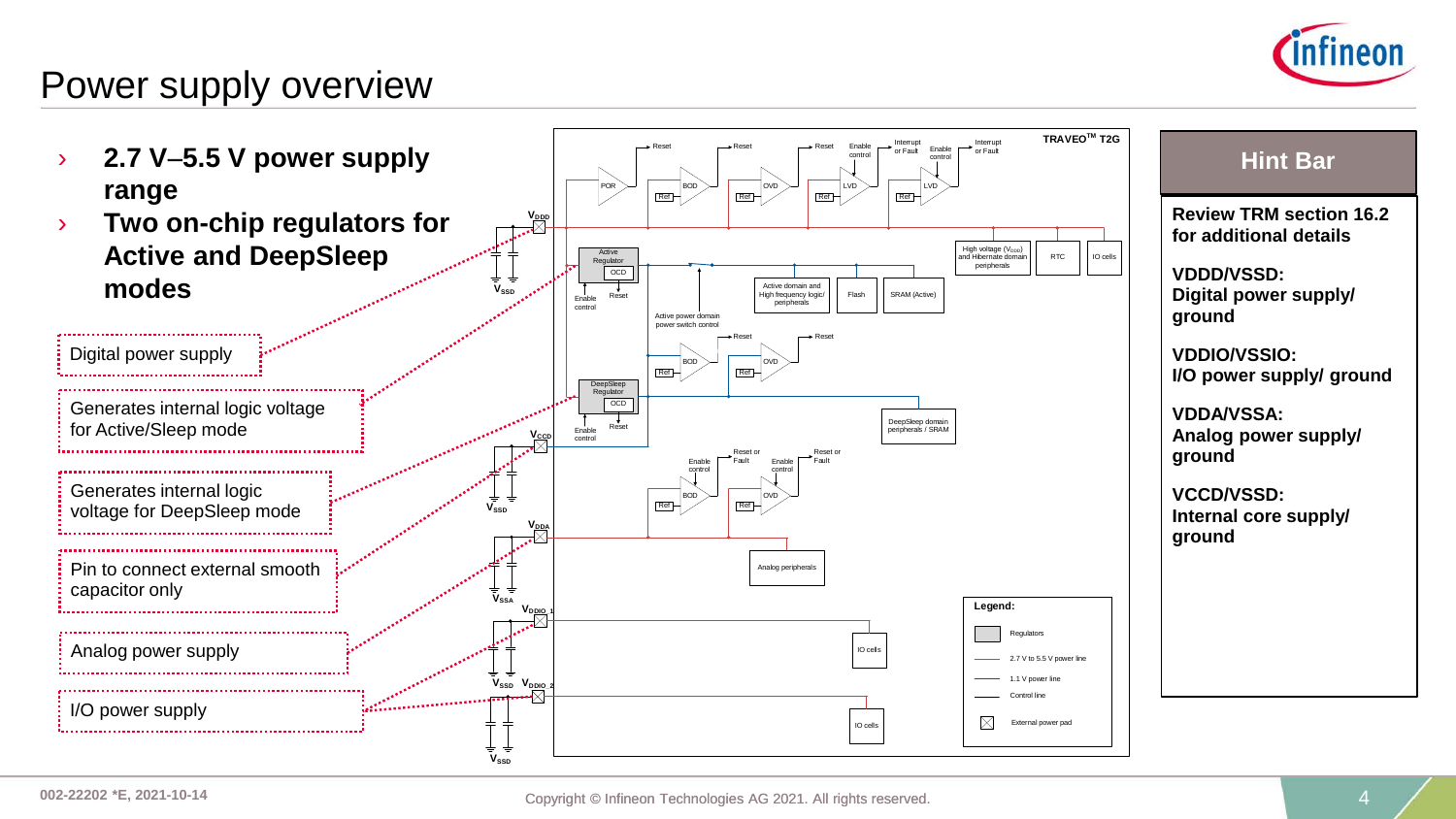# Power supply overview

- **2.7 V–5.5 V power supply range**
- **Two on-chip regulators for Active and DeepSleep modes**

Digital power supply

Generates internal logic voltage for Active/Sleep mode

Generates internal logic voltage for DeepSleep mode

Pin to connect external smooth capacitor only

Analog power supply

I/O power supply

TRAVEO™ T2G

Reset | Reset | Reset | Enable control | Interrupt or Fault | Enable control | Interrupt or Fault

POR | BOD | OVD | LVD | LVD

Ref | Ref | Ref | Ref

$V_{DDD}$

$V_{SSD}$

Active Regulator | OCD | Enable control | Reset

High voltage ($V_{DDD}$) and Hibernate domain peripherals | RTC | IO cells

Active domain and High frequency logic/ peripherals | Flash | SRAM (Active)

Active power domain power switch control

Reset | Reset | BOD | OVD | Ref | Ref

DeepSleep Regulator | OCD | Enable control | Reset

DeepSleep domain peripherals / SRAM

$V_{CCD}$

$V_{SSD}$

Reset or Fault | Reset or Fault | Enable control | Enable control | BOD | OVD | Ref | Ref

$V_{DDA}$

Analog peripherals

$V_{SSA}$

$V_{DDIO\_1}$

IO cells

$V_{SSD}$ $V_{DDIO\_2}$

IO cells

$V_{SSD}$

**Legend:**

- Regulators
- 2.7 V to 5.5 V power line
- 1.1 V power line
- Control line
- External power pad

## Hint Bar

**Review TRM section 16.2 for additional details**

**VDDD/VSSD: Digital power supply/ ground**

**VDDIO/VSSIO: I/O power supply/ ground**

**VDDA/VSSA: Analog power supply/ ground**

**VCCD/VSSD: Internal core supply/ ground**

002-22202 *E, 2021-10-14

Copyright © Infineon Technologies AG 2021. All rights reserved.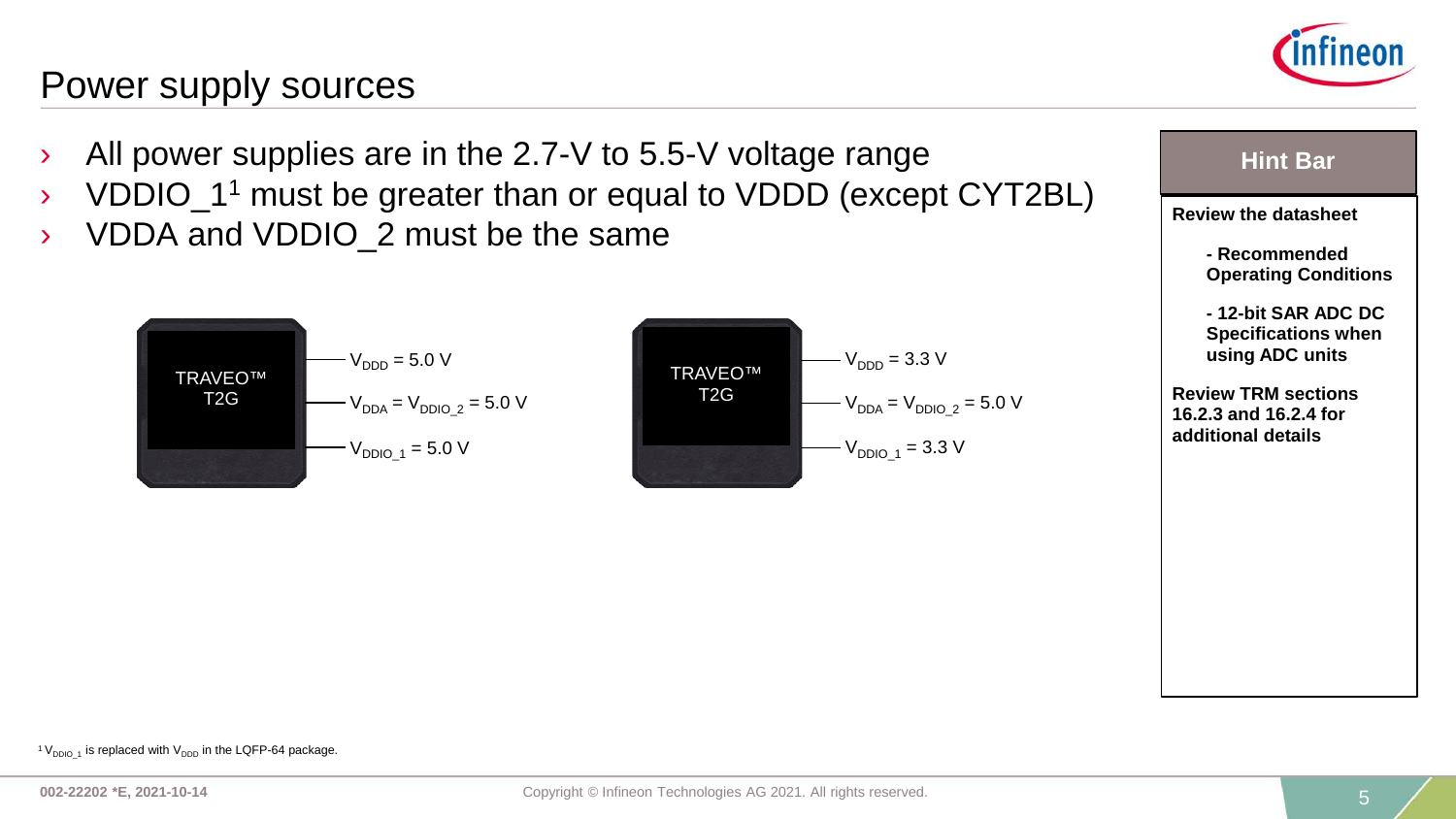# Power supply sources

- All power supplies are in the 2.7-V to 5.5-V voltage range
- VDDIO_1[1] must be greater than or equal to VDDD (except CYT2BL)
- VDDA and VDDIO_2 must be the same

TRAVEO™ T2G

- $V_{DDD}$ = 5.0 V
- $V_{DDA}$ = $V_{DDIO\_2}$ = 5.0 V
- $V_{DDIO\_1}$ = 5.0 V

TRAVEO™ T2G

- $V_{DDD}$ = 3.3 V
- $V_{DDA}$ = $V_{DDIO\_2}$ = 5.0 V
- $V_{DDIO\_1}$ = 3.3 V

**Hint Bar**

**Review the datasheet**

- **Recommended Operating Conditions**
- **12-bit SAR ADC DC Specifications when using ADC units**

**Review TRM sections 16.2.3 and 16.2.4 for additional details**

[1] $V_{DDIO\_1}$ is replaced with $V_{DDD}$ in the LQFP-64 package.

002-22202 *E, 2021-10-14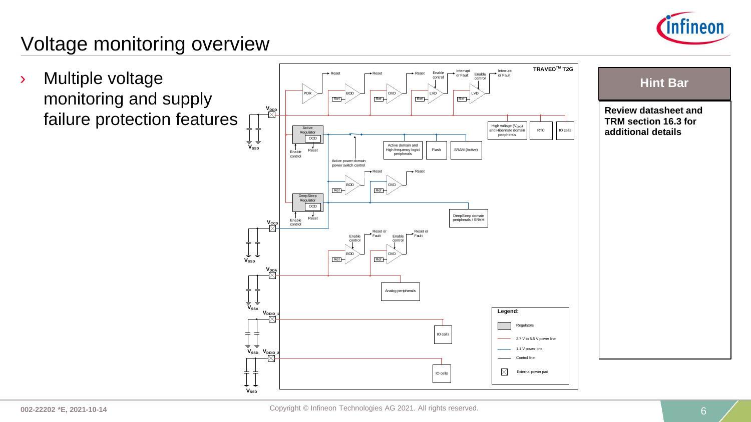# Voltage monitoring overview

- Multiple voltage monitoring and supply failure protection features

TRAVEO™ T2G

Reset | Reset | Reset | Enable control | Interrupt or Fault | Enable control | Interrupt or Fault

POR | BOD | OVD | LVD | LVD

Ref | Ref | Ref | Ref

$V_{DDD}$

$V_{SSD}$

Active Regulator | OCD | Enable control | Reset

High voltage ($V_{DDD}$) and Hibernate domain peripherals | RTC | IO cells

Active domain and High frequency logic/ peripherals | Flash | SRAM (Active)

Active power domain power switch control

Reset | Reset

BOD | OVD

Ref | Ref

DeepSleep Regulator | OCD | Enable control | Reset

DeepSleep domain peripherals / SRAM

$V_{CCD}$

$V_{SSD}$

Reset or Fault | Reset or Fault | Enable control | Enable control

BOD | OVD

Ref | Ref

$V_{DDA}$

Analog peripherals

$V_{SSA}$

$V_{DDIO\_1}$

IO cells

$V_{SSD}$

$V_{DDIO\_2}$

IO cells

$V_{SSD}$

**Legend:**

- Regulators
- 2.7 V to 5.5 V power line
- 1.1 V power line
- Control line
- External power pad

## Hint Bar

**Review datasheet and TRM section 16.3 for additional details**

002-22202 *E, 2021-10-14

Copyright © Infineon Technologies AG 2021. All rights reserved.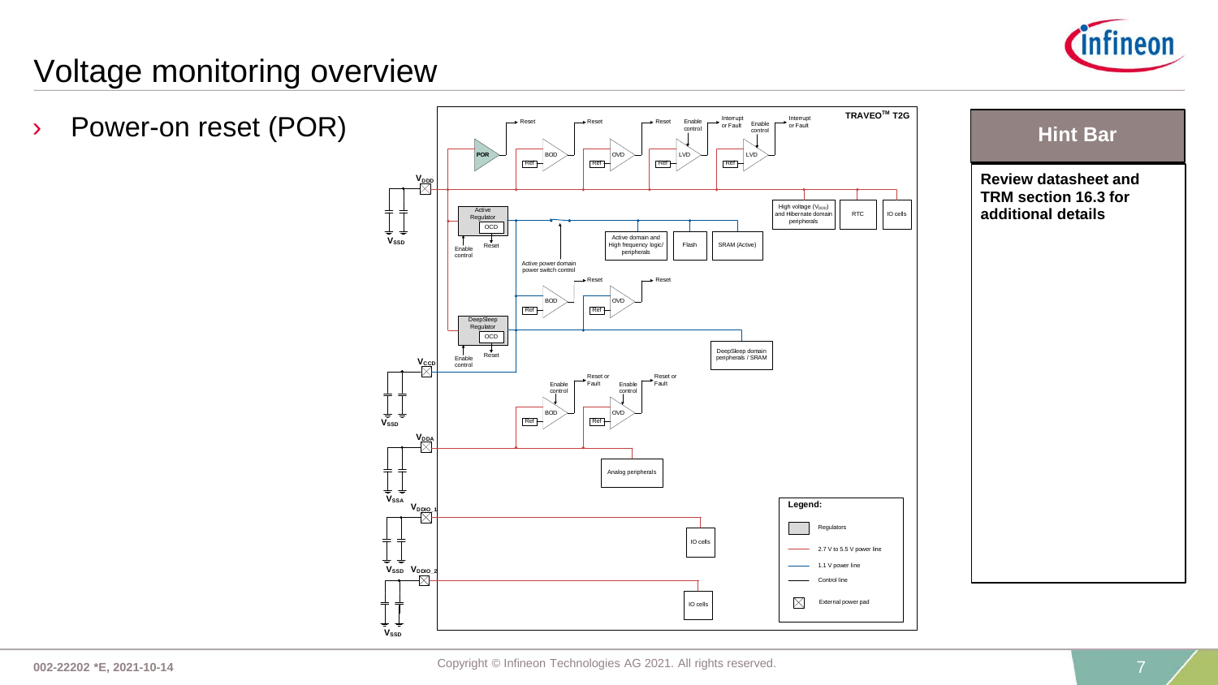# Voltage monitoring overview

- Power-on reset (POR)

TRAVEO™ T2G

POR, BOD, OVD, LVD, LVD, Ref, Reset, Enable control, Interrupt or Fault

$V_{DDD}$, $V_{SSD}$, Active Regulator, OCD, Enable control, Reset, High voltage ($V_{DDD}$) and Hibernate domain peripherals, RTC, IO cells, Active domain and High frequency logic/ peripherals, Flash, SRAM (Active), Active power domain power switch control

DeepSleep Regulator, OCD, DeepSleep domain peripherals / SRAM

$V_{CCD}$, $V_{SSD}$, BOD, OVD, Reset or Fault

$V_{DDA}$, $V_{SSA}$, Analog peripherals

$V_{DDIO\_1}$, $V_{SSD}$, IO cells

$V_{DDIO\_2}$, $V_{SSD}$, IO cells

Legend:
- Regulators
- 2.7 V to 5.5 V power line
- 1.1 V power line
- Control line
- External power pad

## Hint Bar

**Review datasheet and TRM section 16.3 for additional details**

002-22202 *E, 2021-10-14

Copyright © Infineon Technologies AG 2021. All rights reserved.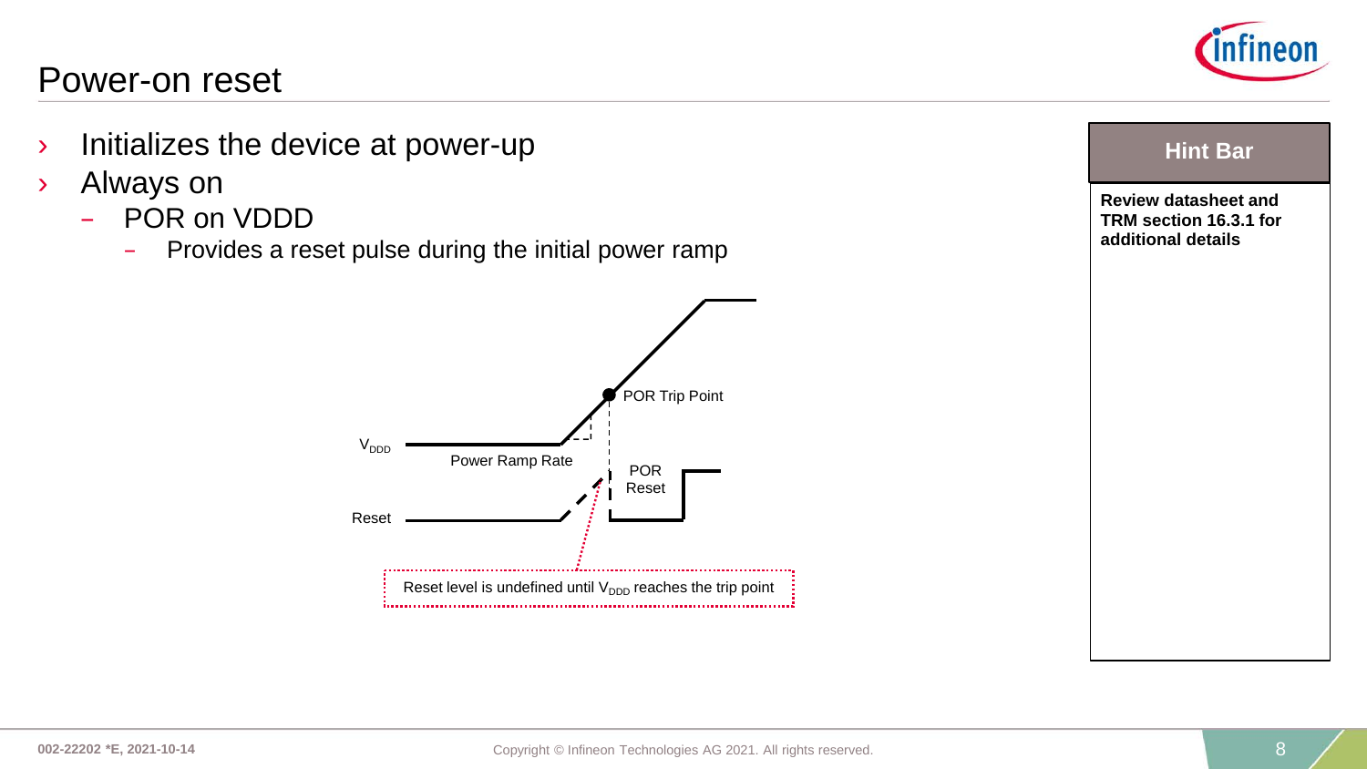# Power-on reset

- Initializes the device at power-up
- Always on
  - POR on VDDD
    - Provides a reset pulse during the initial power ramp

$V_{DDD}$

Power Ramp Rate

POR Trip Point

Reset

POR Reset

Reset level is undefined until $V_{DDD}$ reaches the trip point

**Hint Bar**

**Review datasheet and TRM section 16.3.1 for additional details**

002-22202 *E, 2021-10-14

Copyright © Infineon Technologies AG 2021. All rights reserved.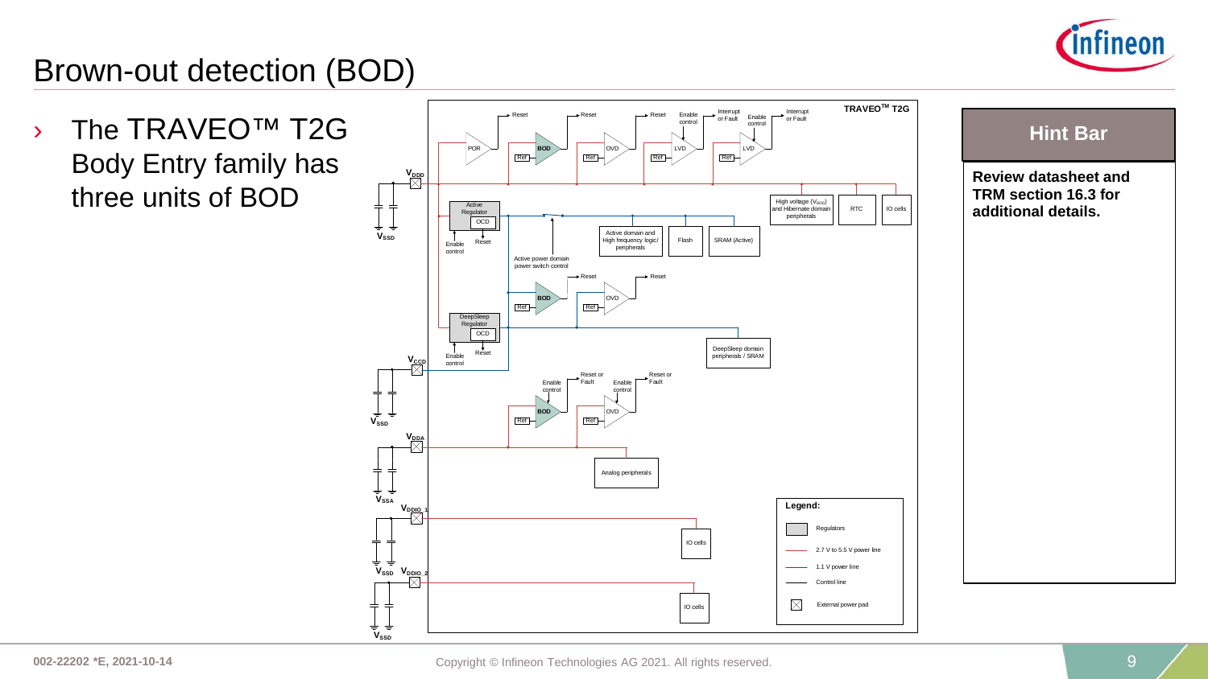# Brown-out detection (BOD)

- The TRAVEO™ T2G Body Entry family has three units of BOD

**Hint Bar**

**Review datasheet and TRM section 16.3 for additional details.**

002-22202 *E, 2021-10-14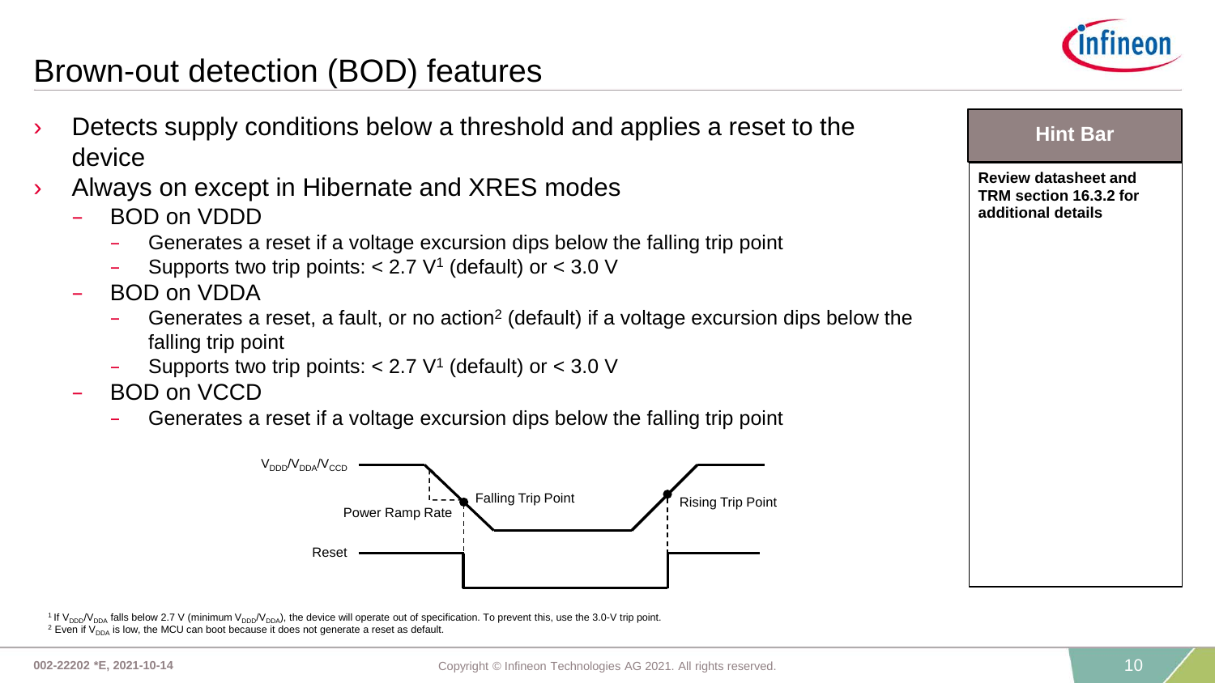# Brown-out detection (BOD) features

- Detects supply conditions below a threshold and applies a reset to the device
- Always on except in Hibernate and XRES modes
  - BOD on VDDD
    - Generates a reset if a voltage excursion dips below the falling trip point
    - Supports two trip points: < 2.7 V[1] (default) or < 3.0 V
  - BOD on VDDA
    - Generates a reset, a fault, or no action[2] (default) if a voltage excursion dips below the falling trip point
    - Supports two trip points: < 2.7 V[1] (default) or < 3.0 V
  - BOD on VCCD
    - Generates a reset if a voltage excursion dips below the falling trip point

$V_{DDD}/V_{DDA}/V_{CCD}$

Power Ramp Rate

Falling Trip Point

Rising Trip Point

Reset

**Hint Bar**

**Review datasheet and TRM section 16.3.2 for additional details**

[1] If $V_{DDD}/V_{DDA}$ falls below 2.7 V (minimum $V_{DDD}/V_{DDA}$), the device will operate out of specification. To prevent this, use the 3.0-V trip point.

[2] Even if $V_{DDA}$ is low, the MCU can boot because it does not generate a reset as default.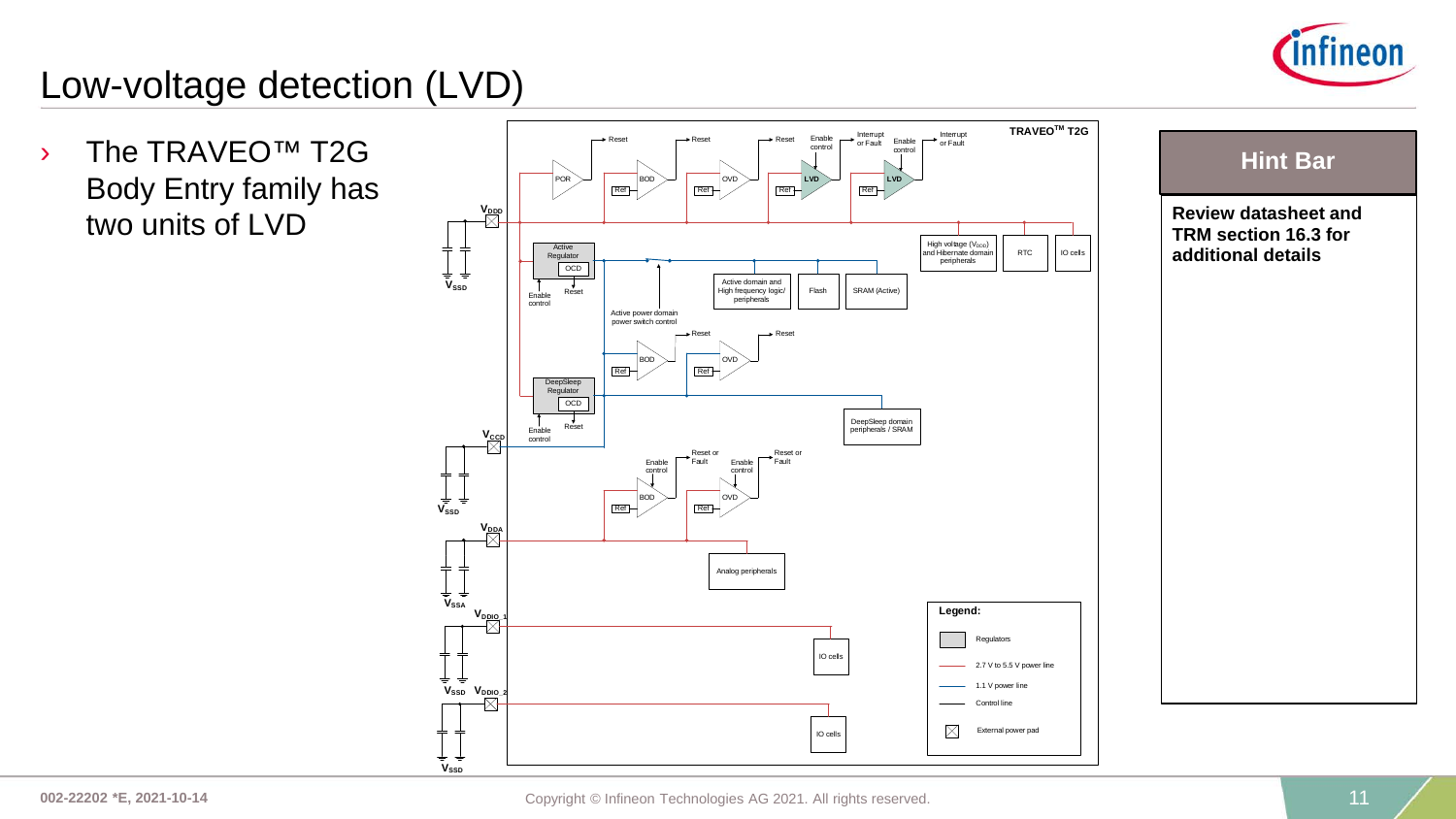# Low-voltage detection (LVD)

- The TRAVEO™ T2G Body Entry family has two units of LVD

**Hint Bar**

**Review datasheet and TRM section 16.3 for additional details**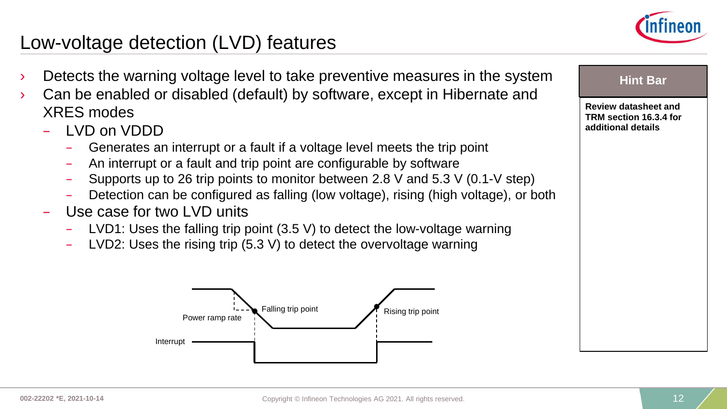# Low-voltage detection (LVD) features

- Detects the warning voltage level to take preventive measures in the system
- Can be enabled or disabled (default) by software, except in Hibernate and XRES modes
  - LVD on VDDD
    - Generates an interrupt or a fault if a voltage level meets the trip point
    - An interrupt or a fault and trip point are configurable by software
    - Supports up to 26 trip points to monitor between 2.8 V and 5.3 V (0.1-V step)
    - Detection can be configured as falling (low voltage), rising (high voltage), or both
  - Use case for two LVD units
    - LVD1: Uses the falling trip point (3.5 V) to detect the low-voltage warning
    - LVD2: Uses the rising trip (5.3 V) to detect the overvoltage warning

Power ramp rate

Falling trip point

Rising trip point

Interrupt

**Hint Bar**

**Review datasheet and TRM section 16.3.4 for additional details**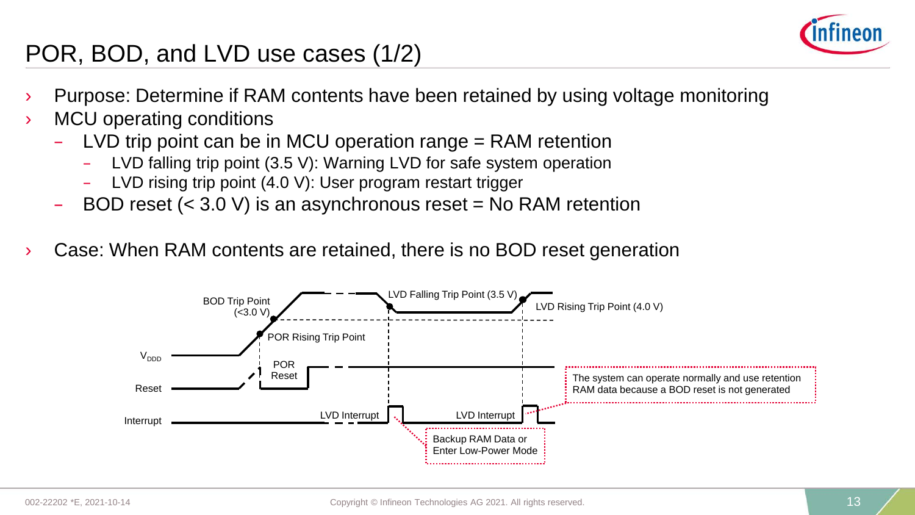# POR, BOD, and LVD use cases (1/2)

- Purpose: Determine if RAM contents have been retained by using voltage monitoring
- MCU operating conditions
  - LVD trip point can be in MCU operation range = RAM retention
    - LVD falling trip point (3.5 V): Warning LVD for safe system operation
    - LVD rising trip point (4.0 V): User program restart trigger
  - BOD reset (< 3.0 V) is an asynchronous reset = No RAM retention
- Case: When RAM contents are retained, there is no BOD reset generation

BOD Trip Point (<3.0 V)

POR Rising Trip Point

LVD Falling Trip Point (3.5 V)

LVD Rising Trip Point (4.0 V)

$V_{DDD}$

Reset

POR Reset

Interrupt

LVD Interrupt

LVD Interrupt

Backup RAM Data or Enter Low-Power Mode

The system can operate normally and use retention RAM data because a BOD reset is not generated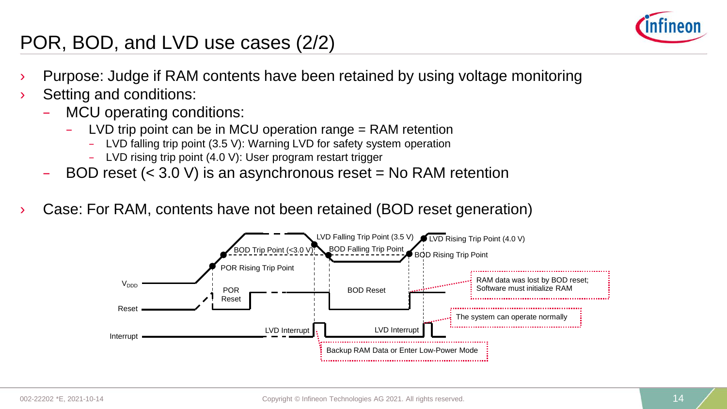# POR, BOD, and LVD use cases (2/2)

- Purpose: Judge if RAM contents have been retained by using voltage monitoring
- Setting and conditions:
  - MCU operating conditions:
    - LVD trip point can be in MCU operation range = RAM retention
      - LVD falling trip point (3.5 V): Warning LVD for safety system operation
      - LVD rising trip point (4.0 V): User program restart trigger
  - BOD reset (< 3.0 V) is an asynchronous reset = No RAM retention
- Case: For RAM, contents have not been retained (BOD reset generation)

$V_{DDD}$

Reset

Interrupt

POR Rising Trip Point

BOD Trip Point (<3.0 V)

LVD Falling Trip Point (3.5 V)

BOD Falling Trip Point

LVD Rising Trip Point (4.0 V)

BOD Rising Trip Point

POR Reset

BOD Reset

LVD Interrupt

LVD Interrupt

RAM data was lost by BOD reset; Software must initialize RAM

The system can operate normally

Backup RAM Data or Enter Low-Power Mode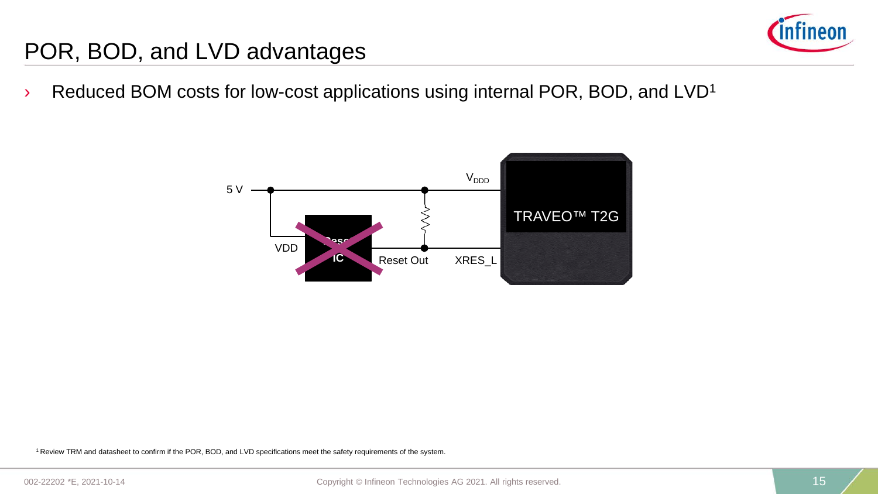# POR, BOD, and LVD advantages

- Reduced BOM costs for low-cost applications using internal POR, BOD, and LVD[1]

5 V

VDD

Reset IC

Reset Out

XRES_L

$V_{DDD}$

TRAVEO™ T2G

[1] Review TRM and datasheet to confirm if the POR, BOD, and LVD specifications meet the safety requirements of the system.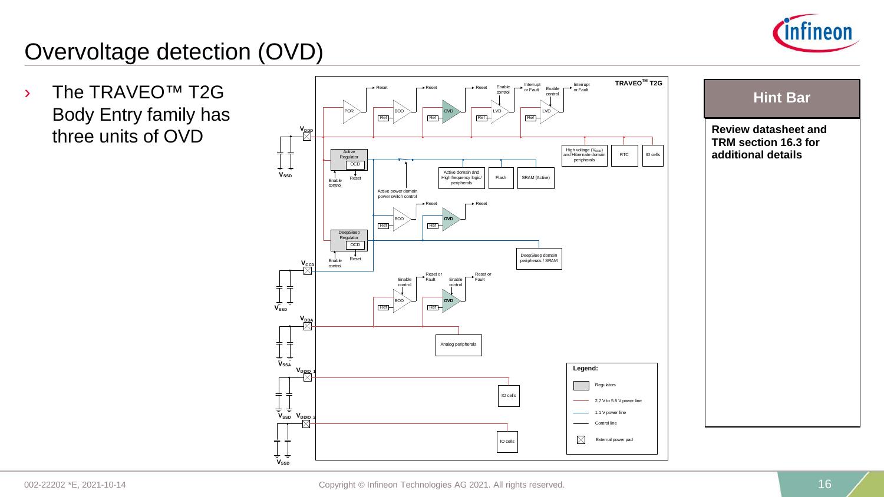# Overvoltage detection (OVD)

- The TRAVEO™ T2G Body Entry family has three units of OVD

**Hint Bar**

**Review datasheet and TRM section 16.3 for additional details**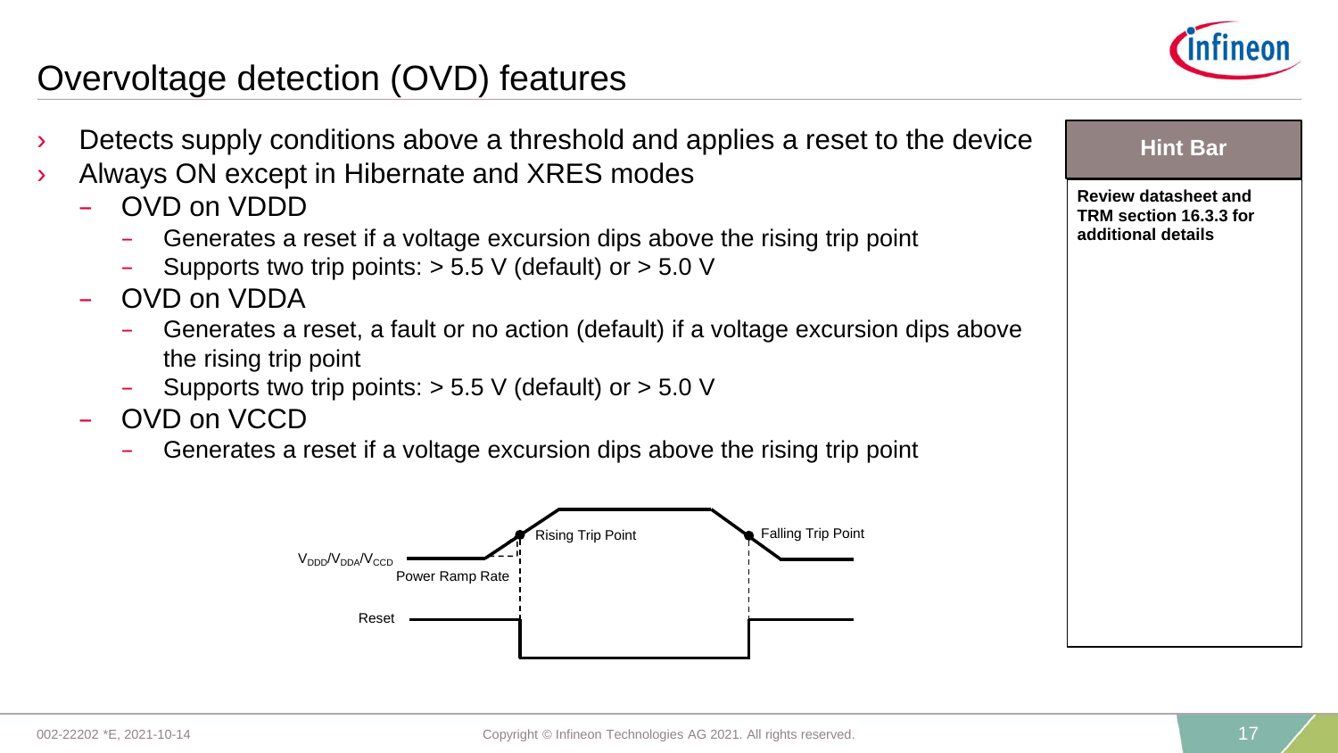# Overvoltage detection (OVD) features

- Detects supply conditions above a threshold and applies a reset to the device
- Always ON except in Hibernate and XRES modes
  - OVD on VDDD
    - Generates a reset if a voltage excursion dips above the rising trip point
    - Supports two trip points: > 5.5 V (default) or > 5.0 V
  - OVD on VDDA
    - Generates a reset, a fault or no action (default) if a voltage excursion dips above the rising trip point
    - Supports two trip points: > 5.5 V (default) or > 5.0 V
  - OVD on VCCD
    - Generates a reset if a voltage excursion dips above the rising trip point

$V_{DDD}/V_{DDA}/V_{CCD}$ — Power Ramp Rate — Rising Trip Point — Falling Trip Point

Reset

**Hint Bar**

**Review datasheet and TRM section 16.3.3 for additional details**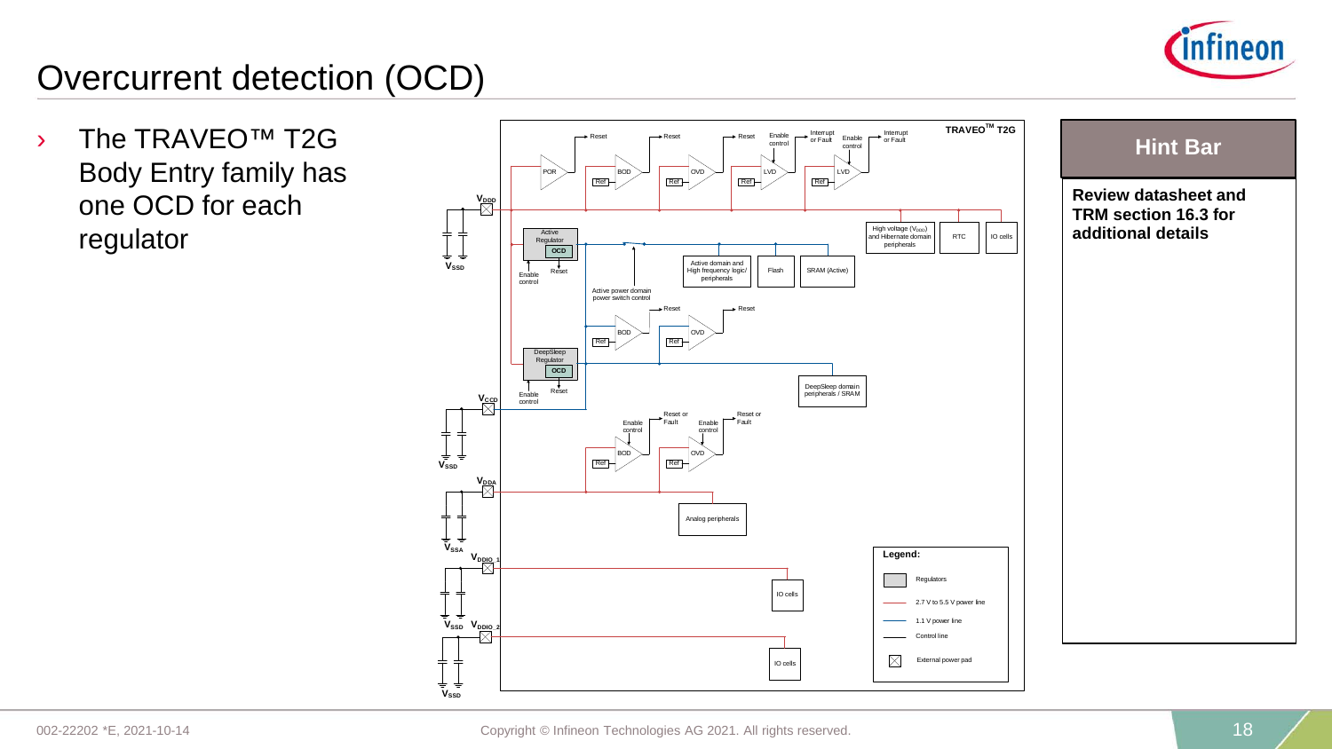# Overcurrent detection (OCD)

- The TRAVEO™ T2G Body Entry family has one OCD for each regulator

**Hint Bar**

**Review datasheet and TRM section 16.3 for additional details**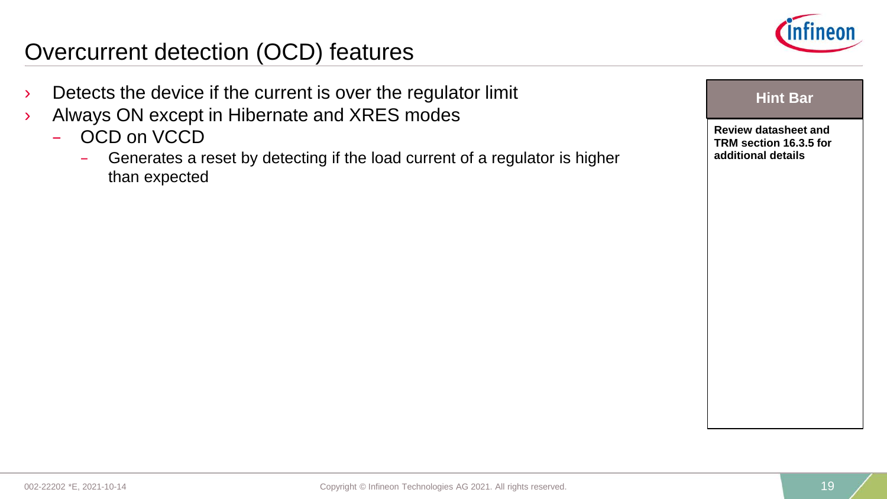# Overcurrent detection (OCD) features

- Detects the device if the current is over the regulator limit
- Always ON except in Hibernate and XRES modes
  - OCD on VCCD
    - Generates a reset by detecting if the load current of a regulator is higher than expected

**Hint Bar**

**Review datasheet and TRM section 16.3.5 for additional details**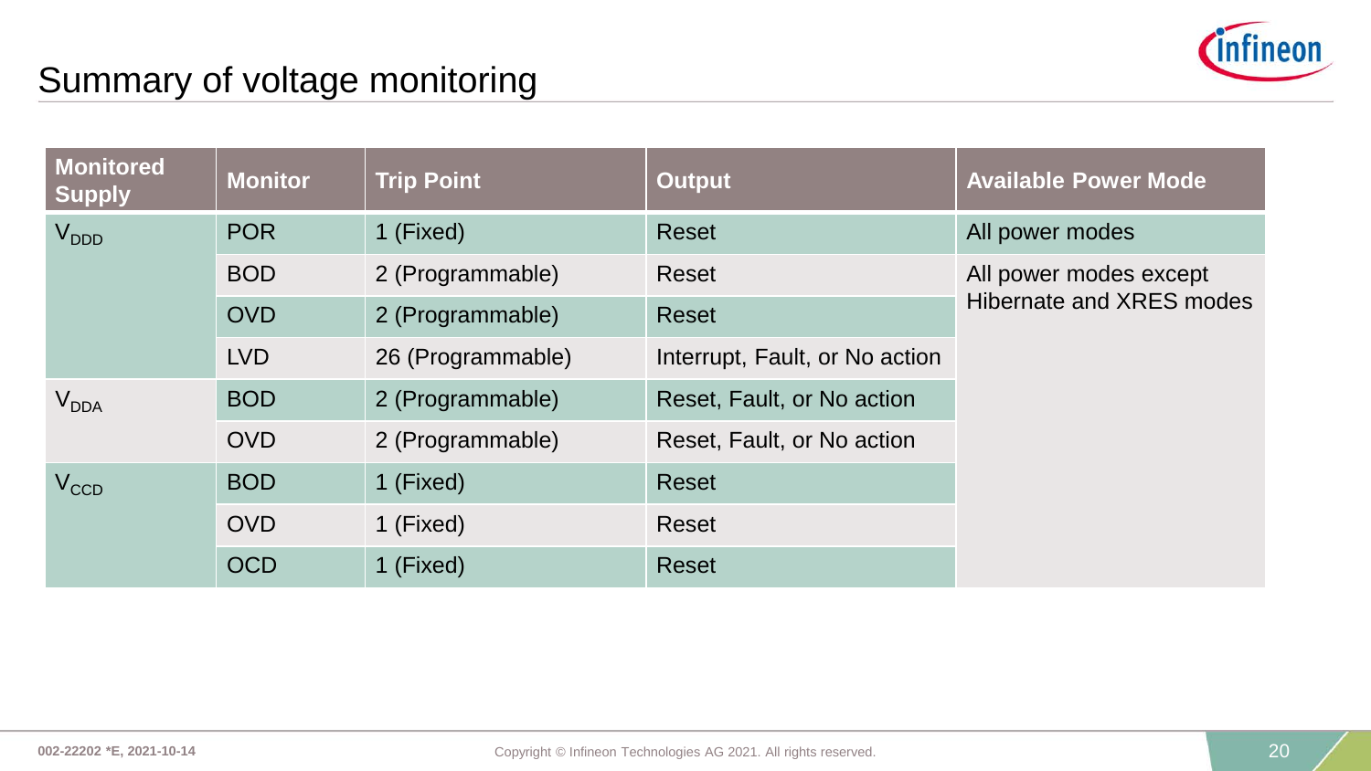# Summary of voltage monitoring

| Monitored Supply | Monitor | Trip Point | Output | Available Power Mode |
|---|---|---|---|---|
| $V_{DDD}$ | POR | 1 (Fixed) | Reset | All power modes |
| | BOD | 2 (Programmable) | Reset | All power modes except Hibernate and XRES modes |
| | OVD | 2 (Programmable) | Reset | |
| | LVD | 26 (Programmable) | Interrupt, Fault, or No action | |
| $V_{DDA}$ | BOD | 2 (Programmable) | Reset, Fault, or No action | |
| | OVD | 2 (Programmable) | Reset, Fault, or No action | |
| $V_{CCD}$ | BOD | 1 (Fixed) | Reset | |
| | OVD | 1 (Fixed) | Reset | |
| | OCD | 1 (Fixed) | Reset | |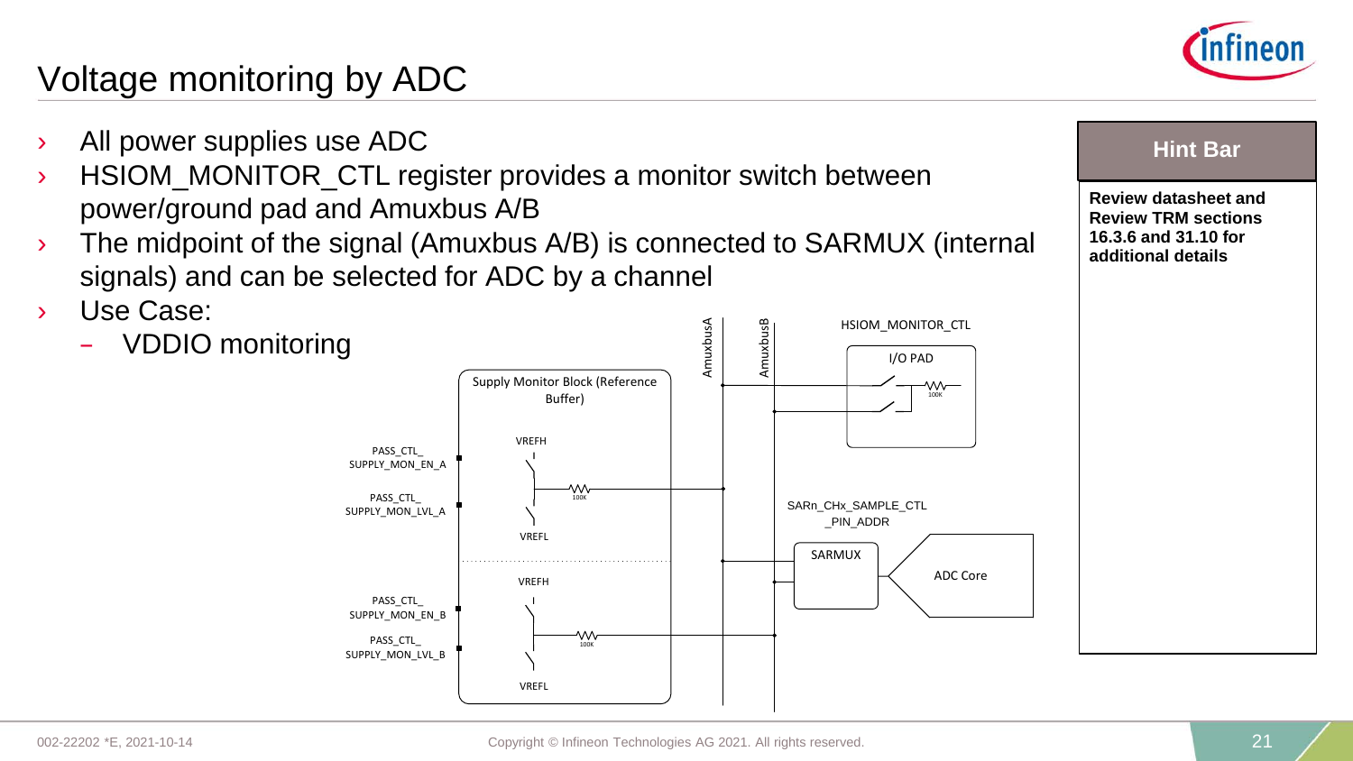# Voltage monitoring by ADC

- All power supplies use ADC
- HSIOM_MONITOR_CTL register provides a monitor switch between power/ground pad and Amuxbus A/B
- The midpoint of the signal (Amuxbus A/B) is connected to SARMUX (internal signals) and can be selected for ADC by a channel
- Use Case:
  - VDDIO monitoring

AmuxbusA

AmuxbusB

HSIOM_MONITOR_CTL

I/O PAD

100K

Supply Monitor Block (Reference Buffer)

PASS_CTL_ SUPPLY_MON_EN_A

PASS_CTL_ SUPPLY_MON_LVL_A

VREFH

100K

VREFL

PASS_CTL_ SUPPLY_MON_EN_B

PASS_CTL_ SUPPLY_MON_LVL_B

VREFH

100K

VREFL

SARn_CHx_SAMPLE_CTL _PIN_ADDR

SARMUX

ADC Core

**Hint Bar**

**Review datasheet and Review TRM sections 16.3.6 and 31.10 for additional details**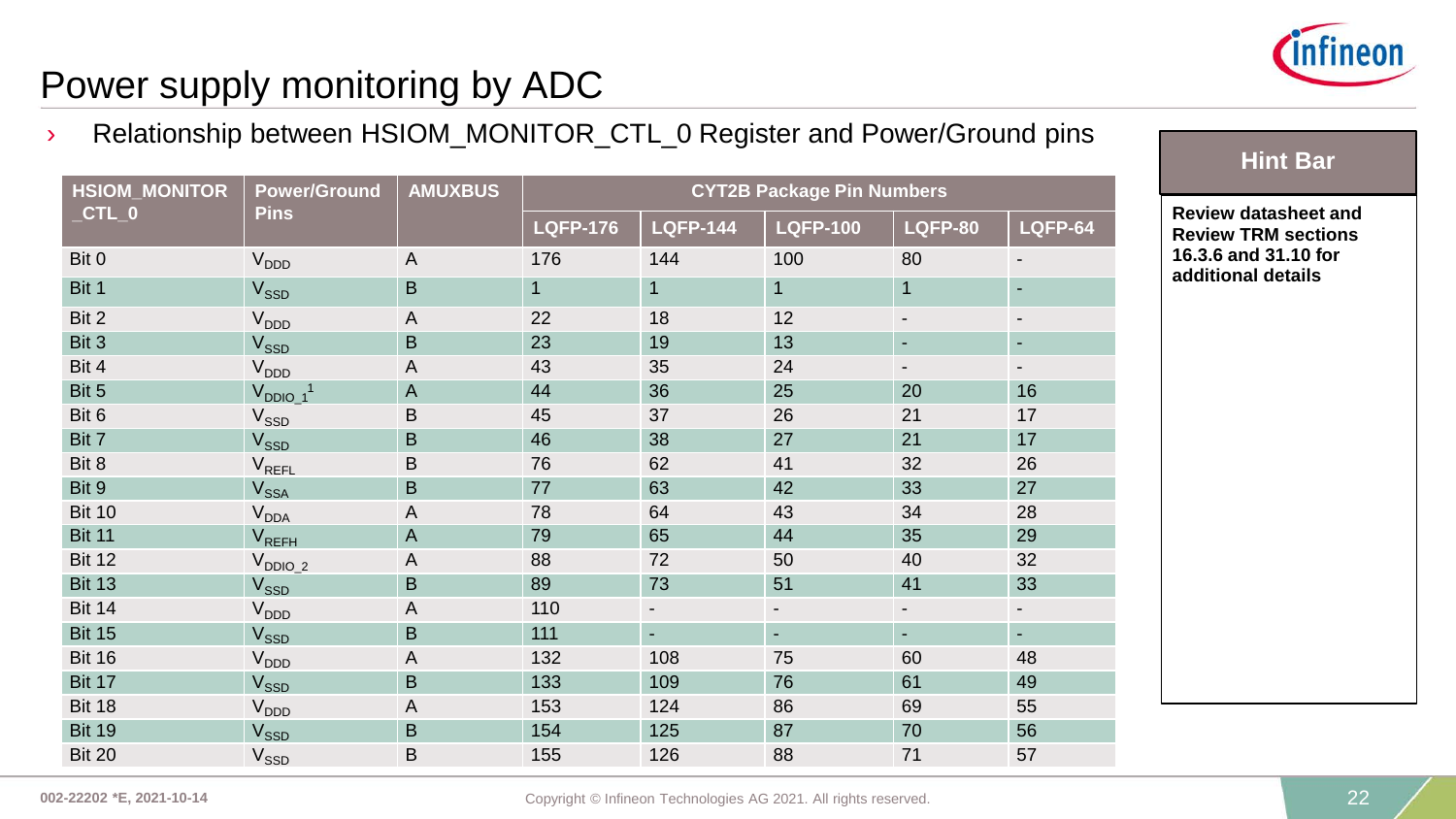# Power supply monitoring by ADC

› Relationship between HSIOM_MONITOR_CTL_0 Register and Power/Ground pins

| HSIOM_MONITOR_CTL_0 | Power/Ground Pins | AMUXBUS | CYT2B Package Pin Numbers | | | | |
|---|---|---|---|---|---|---|---|
| | | | LQFP-176 | LQFP-144 | LQFP-100 | LQFP-80 | LQFP-64 |
| Bit 0 | $V_{DDD}$ | A | 176 | 144 | 100 | 80 | - |
| Bit 1 | $V_{SSD}$ | B | 1 | 1 | 1 | 1 | - |
| Bit 2 | $V_{DDD}$ | A | 22 | 18 | 12 | - | - |
| Bit 3 | $V_{SSD}$ | B | 23 | 19 | 13 | - | - |
| Bit 4 | $V_{DDD}$ | A | 43 | 35 | 24 | - | - |
| Bit 5 | $V_{DDIO\_1}$[1] | A | 44 | 36 | 25 | 20 | 16 |
| Bit 6 | $V_{SSD}$ | B | 45 | 37 | 26 | 21 | 17 |
| Bit 7 | $V_{SSD}$ | B | 46 | 38 | 27 | 21 | 17 |
| Bit 8 | $V_{REFL}$ | B | 76 | 62 | 41 | 32 | 26 |
| Bit 9 | $V_{SSA}$ | B | 77 | 63 | 42 | 33 | 27 |
| Bit 10 | $V_{DDA}$ | A | 78 | 64 | 43 | 34 | 28 |
| Bit 11 | $V_{REFH}$ | A | 79 | 65 | 44 | 35 | 29 |
| Bit 12 | $V_{DDIO\_2}$ | A | 88 | 72 | 50 | 40 | 32 |
| Bit 13 | $V_{SSD}$ | B | 89 | 73 | 51 | 41 | 33 |
| Bit 14 | $V_{DDD}$ | A | 110 | - | - | - | - |
| Bit 15 | $V_{SSD}$ | B | 111 | - | - | - | - |
| Bit 16 | $V_{DDD}$ | A | 132 | 108 | 75 | 60 | 48 |
| Bit 17 | $V_{SSD}$ | B | 133 | 109 | 76 | 61 | 49 |
| Bit 18 | $V_{DDD}$ | A | 153 | 124 | 86 | 69 | 55 |
| Bit 19 | $V_{SSD}$ | B | 154 | 125 | 87 | 70 | 56 |
| Bit 20 | $V_{SSD}$ | B | 155 | 126 | 88 | 71 | 57 |

**Hint Bar**

**Review datasheet and Review TRM sections 16.3.6 and 31.10 for additional details**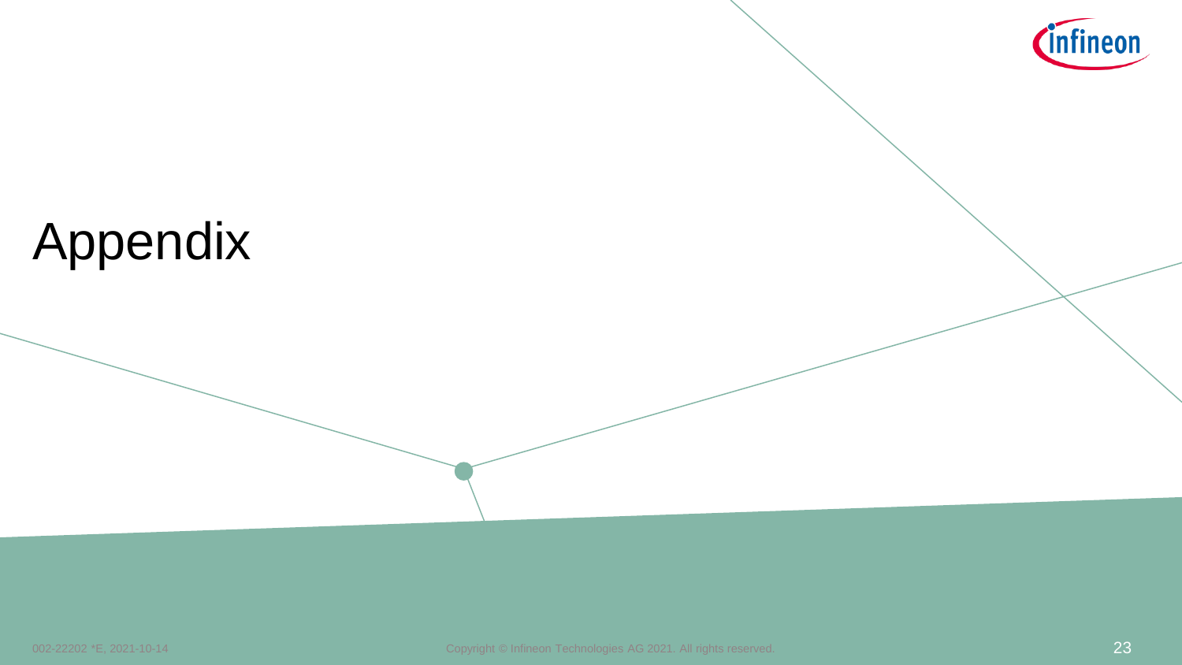# Appendix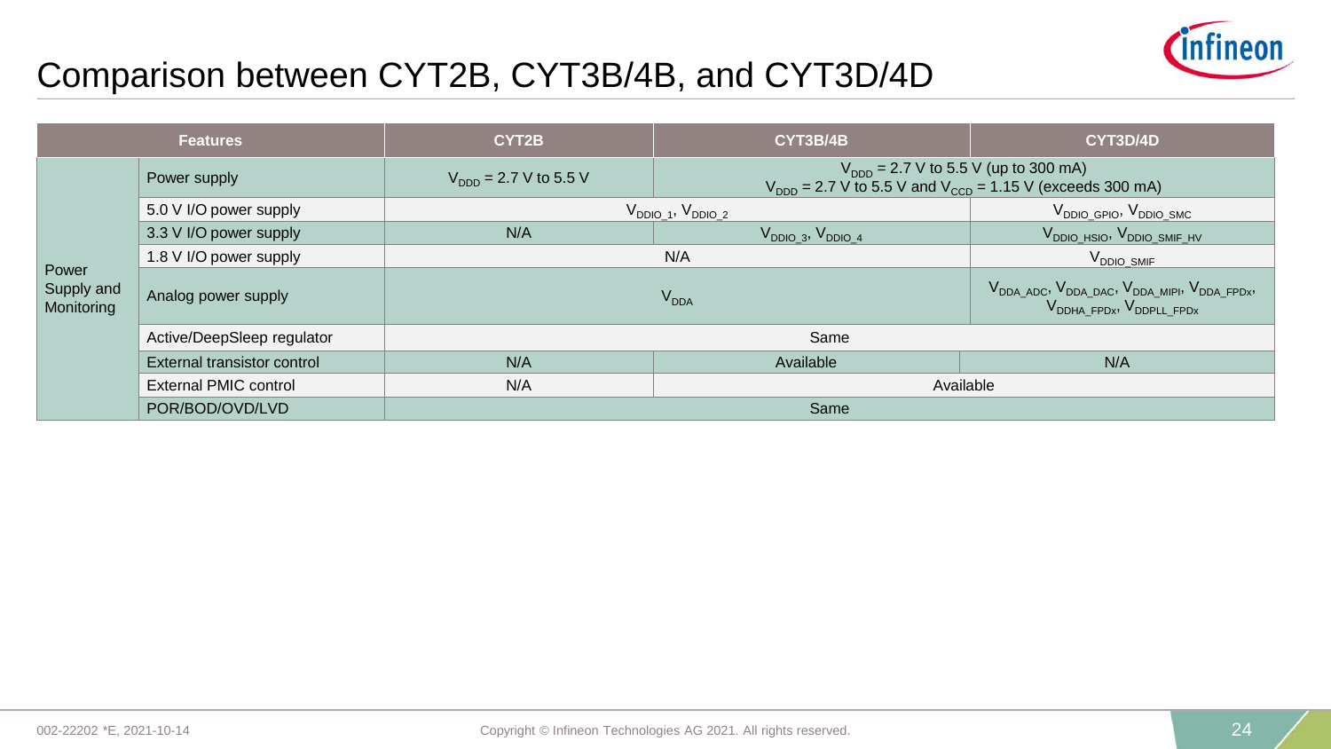# Comparison between CYT2B, CYT3B/4B, and CYT3D/4D

| Features | | CYT2B | CYT3B/4B | CYT3D/4D |
|---|---|---|---|---|
| Power Supply and Monitoring | Power supply | $V_{DDD}$ = 2.7 V to 5.5 V | $V_{DDD}$ = 2.7 V to 5.5 V (up to 300 mA)<br>$V_{DDD}$ = 2.7 V to 5.5 V and $V_{CCD}$ = 1.15 V (exceeds 300 mA) | |
| | 5.0 V I/O power supply | $V_{DDIO\_1}$, $V_{DDIO\_2}$ | | $V_{DDIO\_GPIO}$, $V_{DDIO\_SMC}$ |
| | 3.3 V I/O power supply | N/A | $V_{DDIO\_3}$, $V_{DDIO\_4}$ | $V_{DDIO\_HSIO}$, $V_{DDIO\_SMIF\_HV}$ |
| | 1.8 V I/O power supply | N/A | | $V_{DDIO\_SMIF}$ |
| | Analog power supply | $V_{DDA}$ | | $V_{DDA\_ADC}$, $V_{DDA\_DAC}$, $V_{DDA\_MIPI}$, $V_{DDA\_FPDx}$, $V_{DDHA\_FPDx}$, $V_{DDPLL\_FPDx}$ |
| | Active/DeepSleep regulator | Same | | |
| | External transistor control | N/A | Available | N/A |
| | External PMIC control | N/A | Available | |
| | POR/BOD/OVD/LVD | Same | | |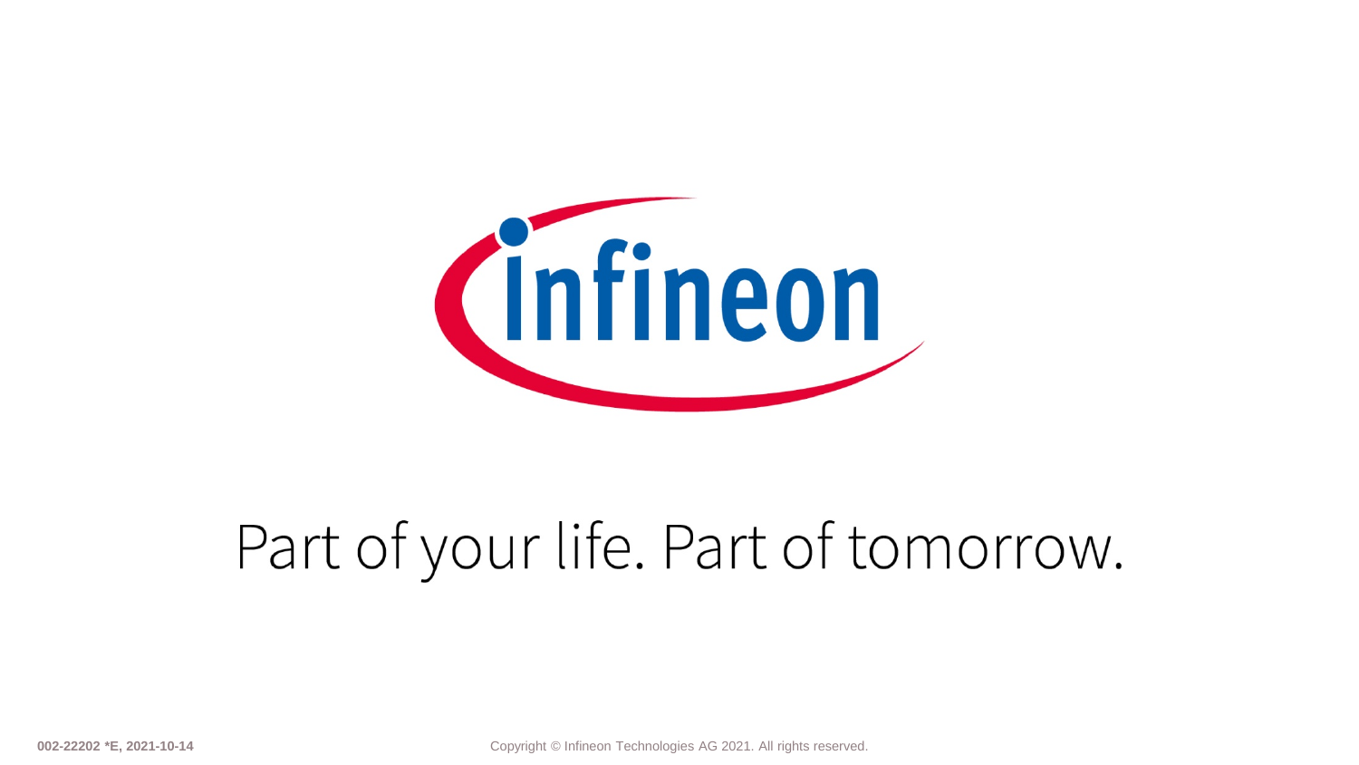Part of your life. Part of tomorrow.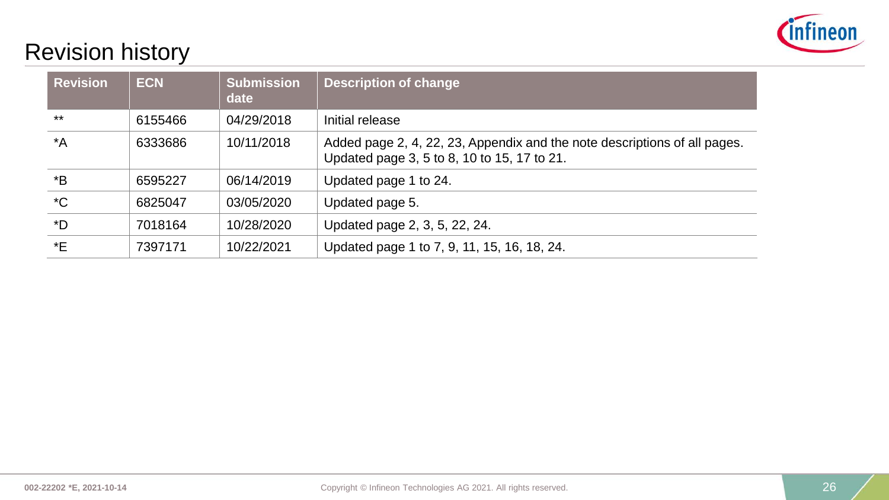# Revision history

| Revision | ECN | Submission date | Description of change |
|---|---|---|---|
| ** | 6155466 | 04/29/2018 | Initial release |
| *A | 6333686 | 10/11/2018 | Added page 2, 4, 22, 23, Appendix and the note descriptions of all pages. Updated page 3, 5 to 8, 10 to 15, 17 to 21. |
| *B | 6595227 | 06/14/2019 | Updated page 1 to 24. |
| *C | 6825047 | 03/05/2020 | Updated page 5. |
| *D | 7018164 | 10/28/2020 | Updated page 2, 3, 5, 22, 24. |
| *E | 7397171 | 10/22/2021 | Updated page 1 to 7, 9, 11, 15, 16, 18, 24. |